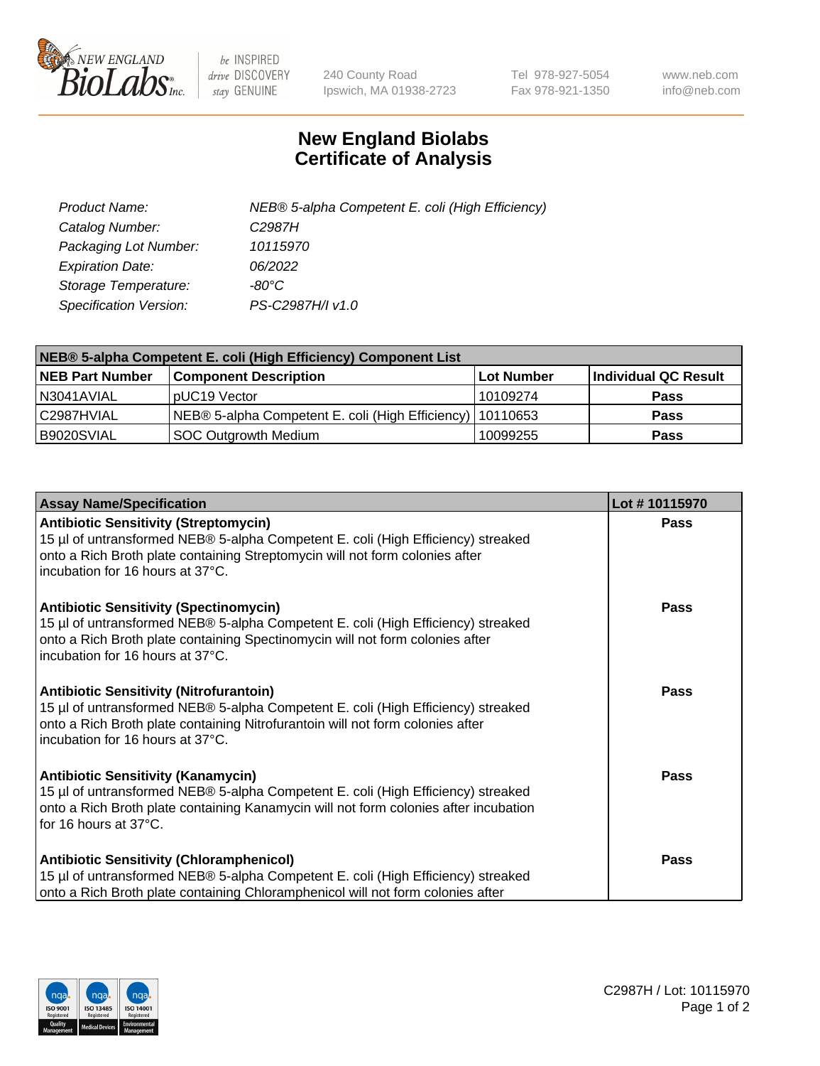# New England Biolabs Certificate of Analysis

| | |
|---|---|
| *Product Name:* | *NEB® 5-alpha Competent E. coli (High Efficiency)* |
| *Catalog Number:* | *C2987H* |
| *Packaging Lot Number:* | *10115970* |
| *Expiration Date:* | *06/2022* |
| *Storage Temperature:* | *-80°C* |
| *Specification Version:* | *PS-C2987H/I v1.0* |

| NEB® 5-alpha Competent E. coli (High Efficiency) Component List | | | |
|---|---|---|---|
| **NEB Part Number** | **Component Description** | **Lot Number** | **Individual QC Result** |
| N3041AVIAL | pUC19 Vector | 10109274 | **Pass** |
| C2987HVIAL | NEB® 5-alpha Competent E. coli (High Efficiency) | 10110653 | **Pass** |
| B9020SVIAL | SOC Outgrowth Medium | 10099255 | **Pass** |

| Assay Name/Specification | Lot # 10115970 |
|---|---|
| **Antibiotic Sensitivity (Streptomycin)**<br>15 µl of untransformed NEB® 5-alpha Competent E. coli (High Efficiency) streaked onto a Rich Broth plate containing Streptomycin will not form colonies after incubation for 16 hours at 37°C. | **Pass** |
| **Antibiotic Sensitivity (Spectinomycin)**<br>15 µl of untransformed NEB® 5-alpha Competent E. coli (High Efficiency) streaked onto a Rich Broth plate containing Spectinomycin will not form colonies after incubation for 16 hours at 37°C. | **Pass** |
| **Antibiotic Sensitivity (Nitrofurantoin)**<br>15 µl of untransformed NEB® 5-alpha Competent E. coli (High Efficiency) streaked onto a Rich Broth plate containing Nitrofurantoin will not form colonies after incubation for 16 hours at 37°C. | **Pass** |
| **Antibiotic Sensitivity (Kanamycin)**<br>15 µl of untransformed NEB® 5-alpha Competent E. coli (High Efficiency) streaked onto a Rich Broth plate containing Kanamycin will not form colonies after incubation for 16 hours at 37°C. | **Pass** |
| **Antibiotic Sensitivity (Chloramphenicol)**<br>15 µl of untransformed NEB® 5-alpha Competent E. coli (High Efficiency) streaked onto a Rich Broth plate containing Chloramphenicol will not form colonies after | **Pass** |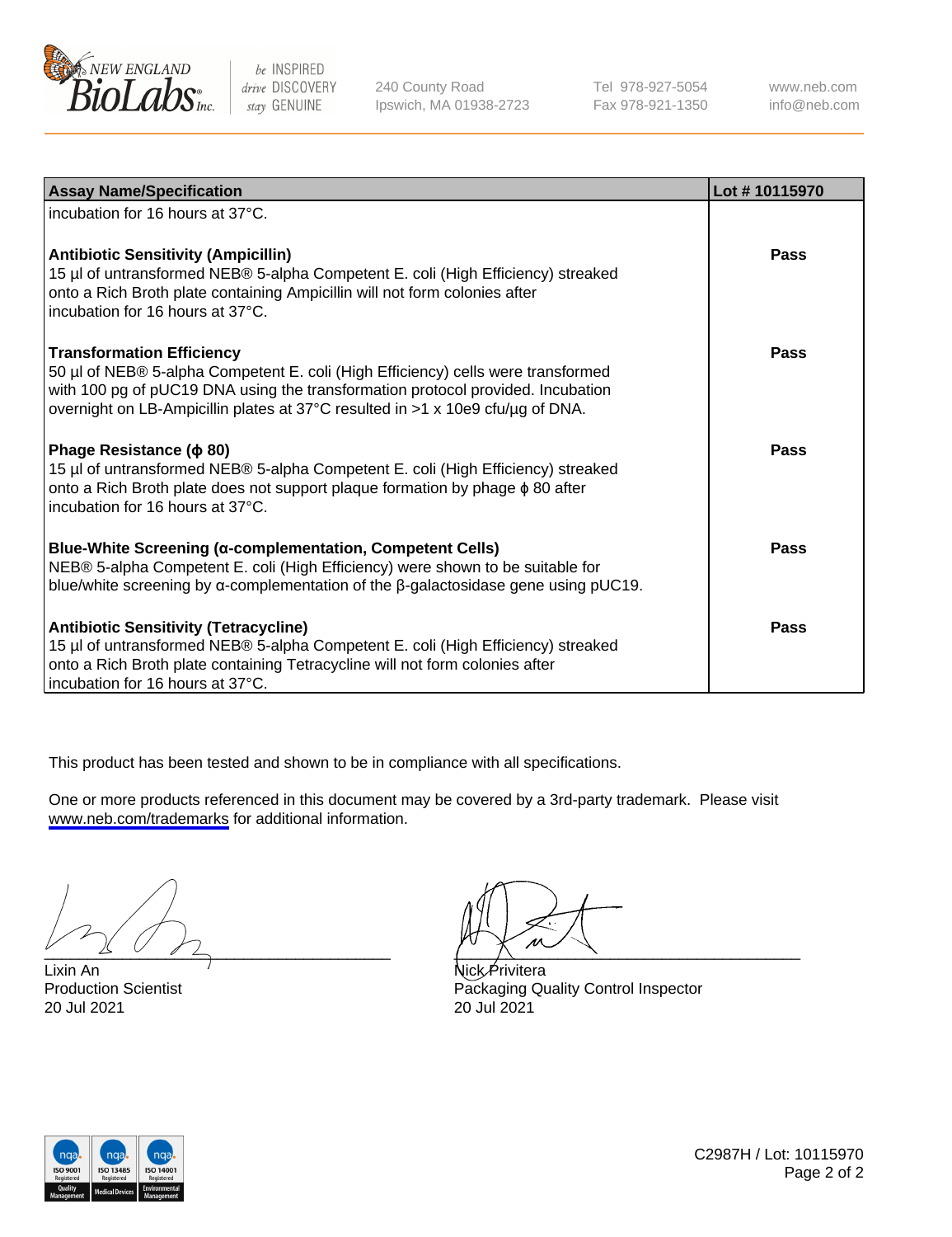| Assay Name/Specification | Lot # 10115970 |
| --- | --- |
| incubation for 16 hours at 37°C. | |
| **Antibiotic Sensitivity (Ampicillin)**<br>15 µl of untransformed NEB® 5-alpha Competent E. coli (High Efficiency) streaked onto a Rich Broth plate containing Ampicillin will not form colonies after incubation for 16 hours at 37°C. | **Pass** |
| **Transformation Efficiency**<br>50 µl of NEB® 5-alpha Competent E. coli (High Efficiency) cells were transformed with 100 pg of pUC19 DNA using the transformation protocol provided. Incubation overnight on LB-Ampicillin plates at 37°C resulted in >1 x 10e9 cfu/µg of DNA. | **Pass** |
| **Phage Resistance (ϕ 80)**<br>15 µl of untransformed NEB® 5-alpha Competent E. coli (High Efficiency) streaked onto a Rich Broth plate does not support plaque formation by phage ϕ 80 after incubation for 16 hours at 37°C. | **Pass** |
| **Blue-White Screening (α-complementation, Competent Cells)**<br>NEB® 5-alpha Competent E. coli (High Efficiency) were shown to be suitable for blue/white screening by α-complementation of the β-galactosidase gene using pUC19. | **Pass** |
| **Antibiotic Sensitivity (Tetracycline)**<br>15 µl of untransformed NEB® 5-alpha Competent E. coli (High Efficiency) streaked onto a Rich Broth plate containing Tetracycline will not form colonies after incubation for 16 hours at 37°C. | **Pass** |

This product has been tested and shown to be in compliance with all specifications.

One or more products referenced in this document may be covered by a 3rd-party trademark. Please visit www.neb.com/trademarks for additional information.

Lixin An
Production Scientist
20 Jul 2021

Nick Privitera
Packaging Quality Control Inspector
20 Jul 2021

C2987H / Lot: 10115970